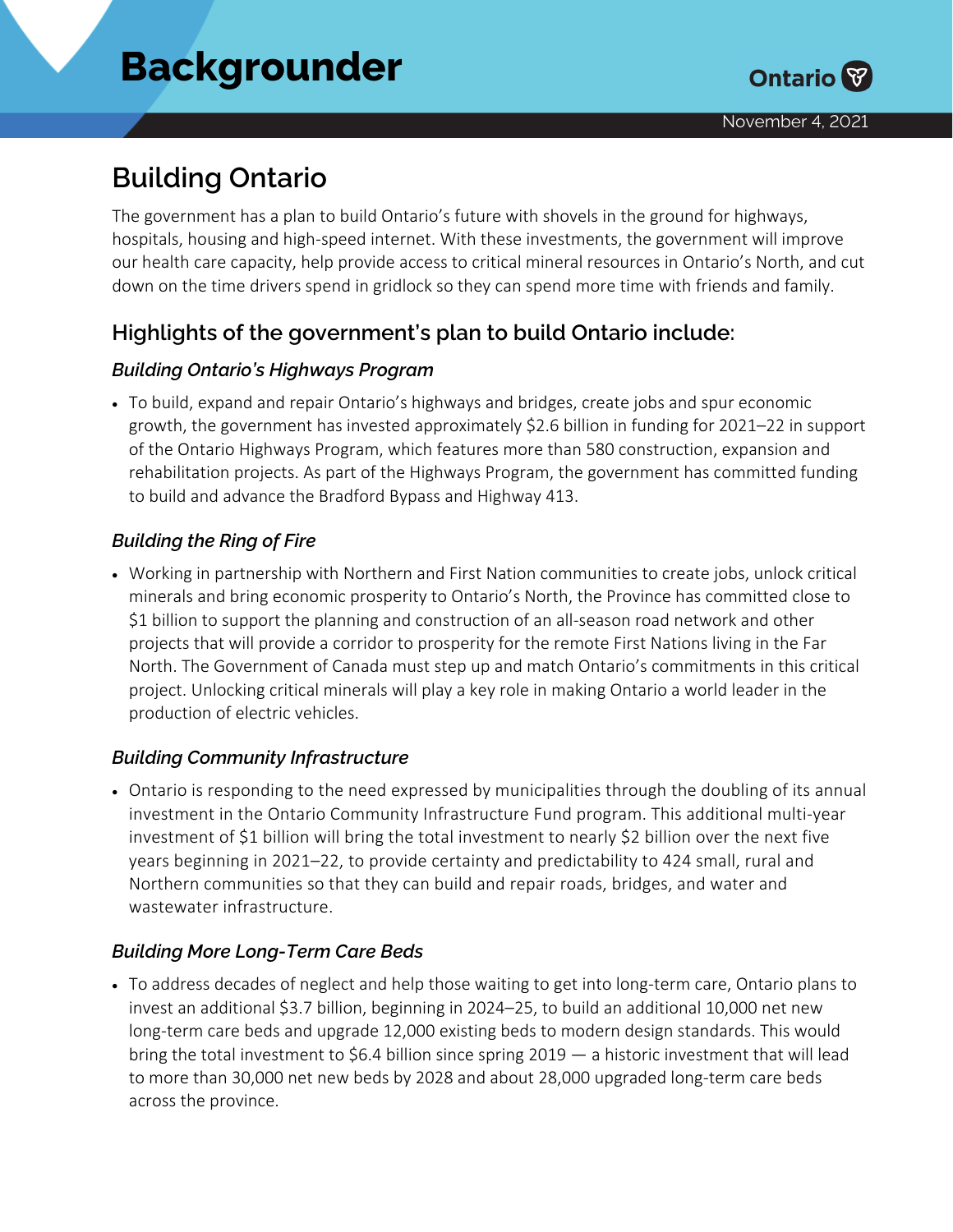# Backgrounder

November 4, 2021

## Building Ontario

The government has a plan to build Ontario's future with shovels in the ground for highways, hospitals, housing and high-speed internet. With these investments, the government will improve our health care capacity, help provide access to critical mineral resources in Ontario's North, and cut down on the time drivers spend in gridlock so they can spend more time with friends and family.

### Highlights of the government's plan to build Ontario include:

#### *Building Ontario's Highways Program*

- To build, expand and repair Ontario's highways and bridges, create jobs and spur economic growth, the government has invested approximately $2.6 billion in funding for 2021–22 in support of the Ontario Highways Program, which features more than 580 construction, expansion and rehabilitation projects. As part of the Highways Program, the government has committed funding to build and advance the Bradford Bypass and Highway 413.

#### *Building the Ring of Fire*

- Working in partnership with Northern and First Nation communities to create jobs, unlock critical minerals and bring economic prosperity to Ontario's North, the Province has committed close to $1 billion to support the planning and construction of an all-season road network and other projects that will provide a corridor to prosperity for the remote First Nations living in the Far North. The Government of Canada must step up and match Ontario's commitments in this critical project. Unlocking critical minerals will play a key role in making Ontario a world leader in the production of electric vehicles.

#### *Building Community Infrastructure*

- Ontario is responding to the need expressed by municipalities through the doubling of its annual investment in the Ontario Community Infrastructure Fund program. This additional multi-year investment of $1 billion will bring the total investment to nearly $2 billion over the next five years beginning in 2021–22, to provide certainty and predictability to 424 small, rural and Northern communities so that they can build and repair roads, bridges, and water and wastewater infrastructure.

#### *Building More Long-Term Care Beds*

- To address decades of neglect and help those waiting to get into long-term care, Ontario plans to invest an additional $3.7 billion, beginning in 2024–25, to build an additional 10,000 net new long-term care beds and upgrade 12,000 existing beds to modern design standards. This would bring the total investment to $6.4 billion since spring 2019 — a historic investment that will lead to more than 30,000 net new beds by 2028 and about 28,000 upgraded long-term care beds across the province.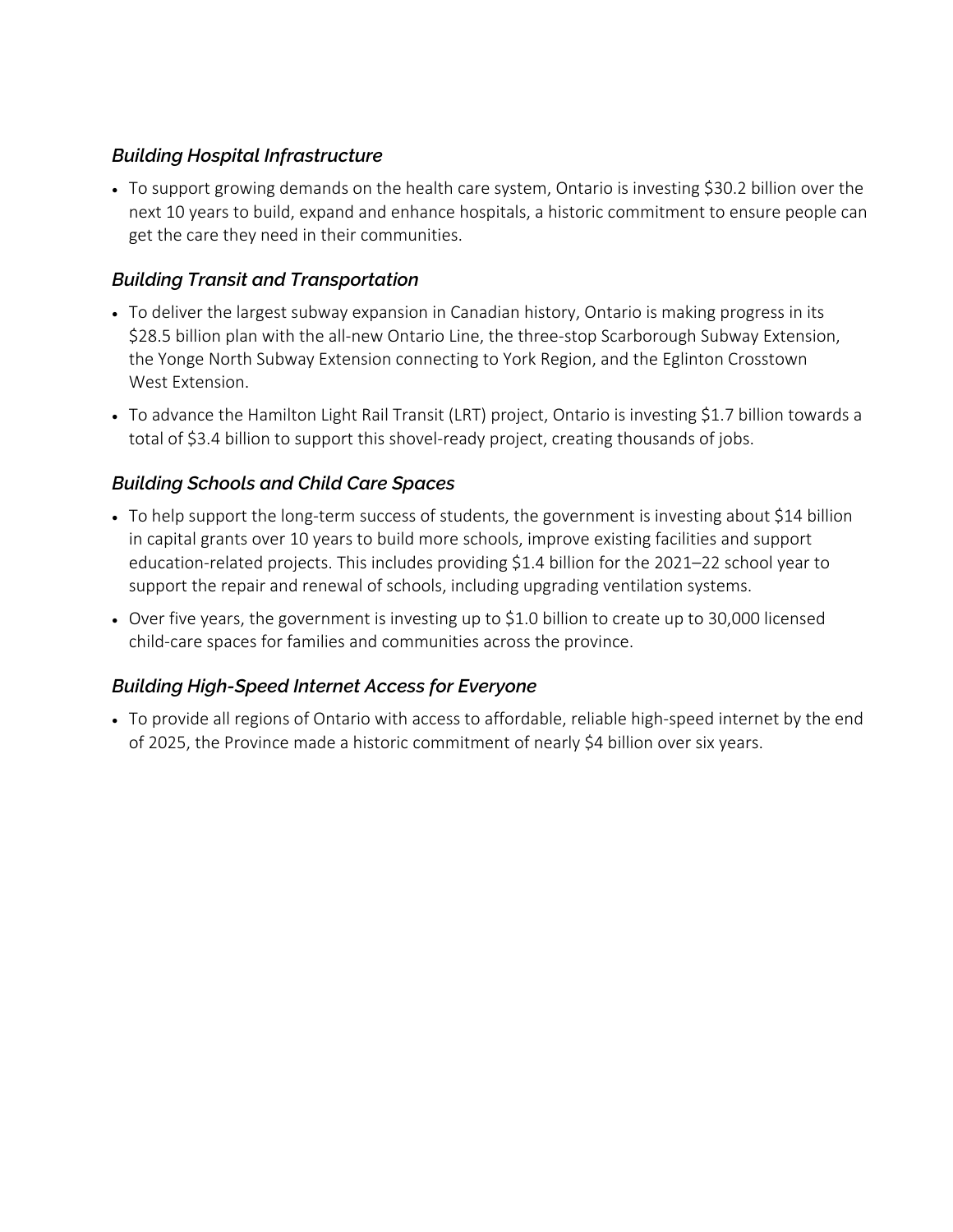### *Building Hospital Infrastructure*

- To support growing demands on the health care system, Ontario is investing $30.2 billion over the next 10 years to build, expand and enhance hospitals, a historic commitment to ensure people can get the care they need in their communities.

### *Building Transit and Transportation*

- To deliver the largest subway expansion in Canadian history, Ontario is making progress in its $28.5 billion plan with the all-new Ontario Line, the three-stop Scarborough Subway Extension, the Yonge North Subway Extension connecting to York Region, and the Eglinton Crosstown West Extension.
- To advance the Hamilton Light Rail Transit (LRT) project, Ontario is investing $1.7 billion towards a total of $3.4 billion to support this shovel-ready project, creating thousands of jobs.

### *Building Schools and Child Care Spaces*

- To help support the long-term success of students, the government is investing about $14 billion in capital grants over 10 years to build more schools, improve existing facilities and support education-related projects. This includes providing $1.4 billion for the 2021–22 school year to support the repair and renewal of schools, including upgrading ventilation systems.
- Over five years, the government is investing up to $1.0 billion to create up to 30,000 licensed child-care spaces for families and communities across the province.

### *Building High-Speed Internet Access for Everyone*

- To provide all regions of Ontario with access to affordable, reliable high-speed internet by the end of 2025, the Province made a historic commitment of nearly $4 billion over six years.